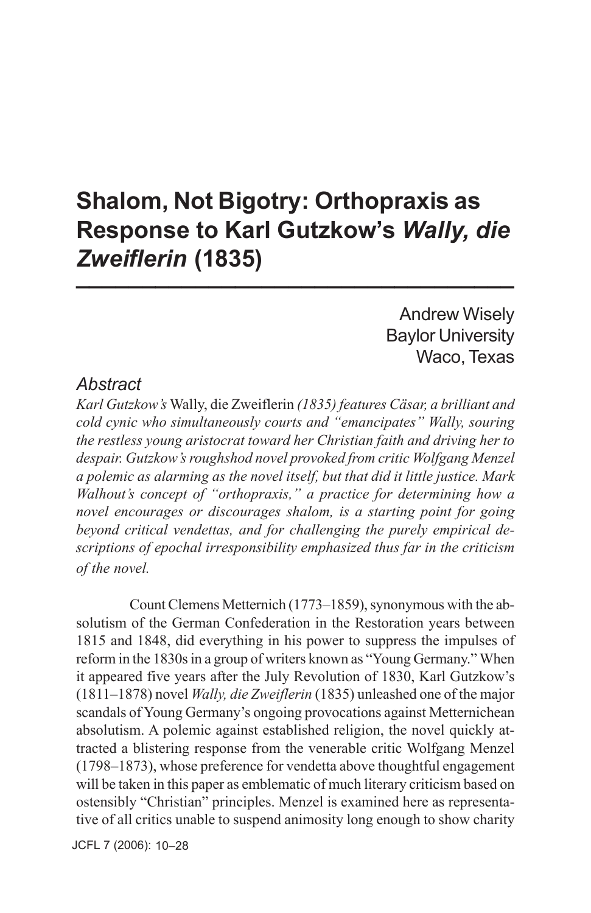# Shalom, Not Bigotry: Orthopraxis as Response to Karl Gutzkow's *Wally, die Zweiflerin* (1835)

Andrew Wisely
Baylor University
Waco, Texas

## *Abstract*

*Karl Gutzkow's* Wally, die Zweiflerin *(1835) features Cäsar, a brilliant and cold cynic who simultaneously courts and "emancipates" Wally, souring the restless young aristocrat toward her Christian faith and driving her to despair. Gutzkow's roughshod novel provoked from critic Wolfgang Menzel a polemic as alarming as the novel itself, but that did it little justice. Mark Walhout's concept of "orthopraxis," a practice for determining how a novel encourages or discourages shalom, is a starting point for going beyond critical vendettas, and for challenging the purely empirical descriptions of epochal irresponsibility emphasized thus far in the criticism of the novel.*

Count Clemens Metternich (1773–1859), synonymous with the absolutism of the German Confederation in the Restoration years between 1815 and 1848, did everything in his power to suppress the impulses of reform in the 1830s in a group of writers known as "Young Germany." When it appeared five years after the July Revolution of 1830, Karl Gutzkow's (1811–1878) novel *Wally, die Zweiflerin* (1835) unleashed one of the major scandals of Young Germany's ongoing provocations against Metternichean absolutism. A polemic against established religion, the novel quickly attracted a blistering response from the venerable critic Wolfgang Menzel (1798–1873), whose preference for vendetta above thoughtful engagement will be taken in this paper as emblematic of much literary criticism based on ostensibly "Christian" principles. Menzel is examined here as representative of all critics unable to suspend animosity long enough to show charity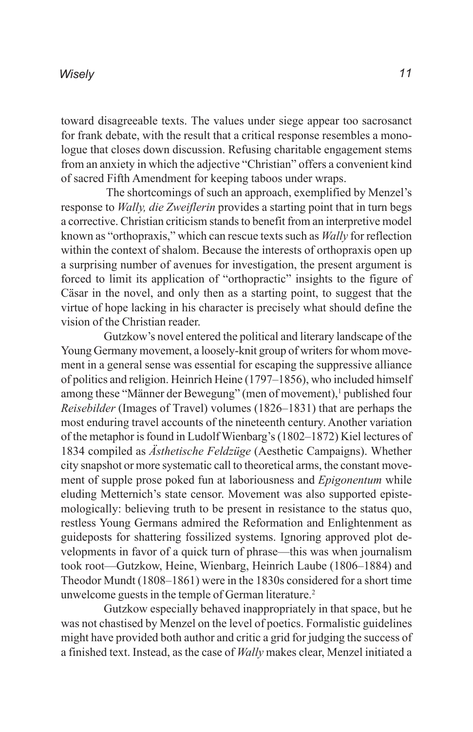toward disagreeable texts. The values under siege appear too sacrosanct for frank debate, with the result that a critical response resembles a monologue that closes down discussion. Refusing charitable engagement stems from an anxiety in which the adjective "Christian" offers a convenient kind of sacred Fifth Amendment for keeping taboos under wraps.

The shortcomings of such an approach, exemplified by Menzel's response to *Wally, die Zweiflerin* provides a starting point that in turn begs a corrective. Christian criticism stands to benefit from an interpretive model known as "orthopraxis," which can rescue texts such as *Wally* for reflection within the context of shalom. Because the interests of orthopraxis open up a surprising number of avenues for investigation, the present argument is forced to limit its application of "orthopractic" insights to the figure of Cäsar in the novel, and only then as a starting point, to suggest that the virtue of hope lacking in his character is precisely what should define the vision of the Christian reader.

Gutzkow's novel entered the political and literary landscape of the Young Germany movement, a loosely-knit group of writers for whom movement in a general sense was essential for escaping the suppressive alliance of politics and religion. Heinrich Heine (1797–1856), who included himself among these "Männer der Bewegung" (men of movement),[1] published four *Reisebilder* (Images of Travel) volumes (1826–1831) that are perhaps the most enduring travel accounts of the nineteenth century. Another variation of the metaphor is found in Ludolf Wienbarg's (1802–1872) Kiel lectures of 1834 compiled as *Ästhetische Feldzüge* (Aesthetic Campaigns). Whether city snapshot or more systematic call to theoretical arms, the constant movement of supple prose poked fun at laboriousness and *Epigonentum* while eluding Metternich's state censor. Movement was also supported epistemologically: believing truth to be present in resistance to the status quo, restless Young Germans admired the Reformation and Enlightenment as guideposts for shattering fossilized systems. Ignoring approved plot developments in favor of a quick turn of phrase—this was when journalism took root—Gutzkow, Heine, Wienbarg, Heinrich Laube (1806–1884) and Theodor Mundt (1808–1861) were in the 1830s considered for a short time unwelcome guests in the temple of German literature.[2]

Gutzkow especially behaved inappropriately in that space, but he was not chastised by Menzel on the level of poetics. Formalistic guidelines might have provided both author and critic a grid for judging the success of a finished text. Instead, as the case of *Wally* makes clear, Menzel initiated a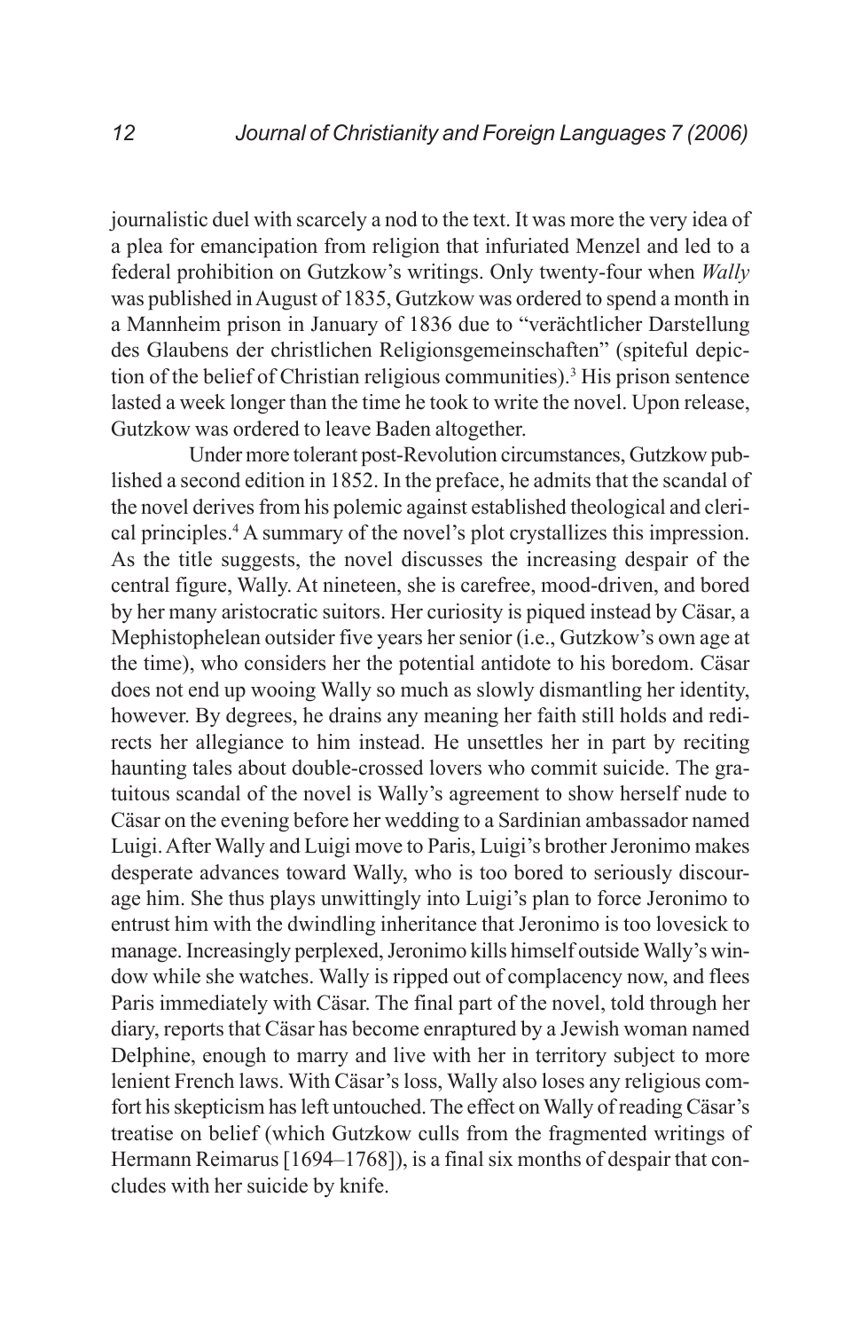journalistic duel with scarcely a nod to the text. It was more the very idea of a plea for emancipation from religion that infuriated Menzel and led to a federal prohibition on Gutzkow's writings. Only twenty-four when *Wally* was published in August of 1835, Gutzkow was ordered to spend a month in a Mannheim prison in January of 1836 due to "verächtlicher Darstellung des Glaubens der christlichen Religionsgemeinschaften" (spiteful depiction of the belief of Christian religious communities).[3] His prison sentence lasted a week longer than the time he took to write the novel. Upon release, Gutzkow was ordered to leave Baden altogether.

Under more tolerant post-Revolution circumstances, Gutzkow published a second edition in 1852. In the preface, he admits that the scandal of the novel derives from his polemic against established theological and clerical principles.[4] A summary of the novel's plot crystallizes this impression. As the title suggests, the novel discusses the increasing despair of the central figure, Wally. At nineteen, she is carefree, mood-driven, and bored by her many aristocratic suitors. Her curiosity is piqued instead by Cäsar, a Mephistophelean outsider five years her senior (i.e., Gutzkow's own age at the time), who considers her the potential antidote to his boredom. Cäsar does not end up wooing Wally so much as slowly dismantling her identity, however. By degrees, he drains any meaning her faith still holds and redirects her allegiance to him instead. He unsettles her in part by reciting haunting tales about double-crossed lovers who commit suicide. The gratuitous scandal of the novel is Wally's agreement to show herself nude to Cäsar on the evening before her wedding to a Sardinian ambassador named Luigi. After Wally and Luigi move to Paris, Luigi's brother Jeronimo makes desperate advances toward Wally, who is too bored to seriously discourage him. She thus plays unwittingly into Luigi's plan to force Jeronimo to entrust him with the dwindling inheritance that Jeronimo is too lovesick to manage. Increasingly perplexed, Jeronimo kills himself outside Wally's window while she watches. Wally is ripped out of complacency now, and flees Paris immediately with Cäsar. The final part of the novel, told through her diary, reports that Cäsar has become enraptured by a Jewish woman named Delphine, enough to marry and live with her in territory subject to more lenient French laws. With Cäsar's loss, Wally also loses any religious comfort his skepticism has left untouched. The effect on Wally of reading Cäsar's treatise on belief (which Gutzkow culls from the fragmented writings of Hermann Reimarus [1694–1768]), is a final six months of despair that concludes with her suicide by knife.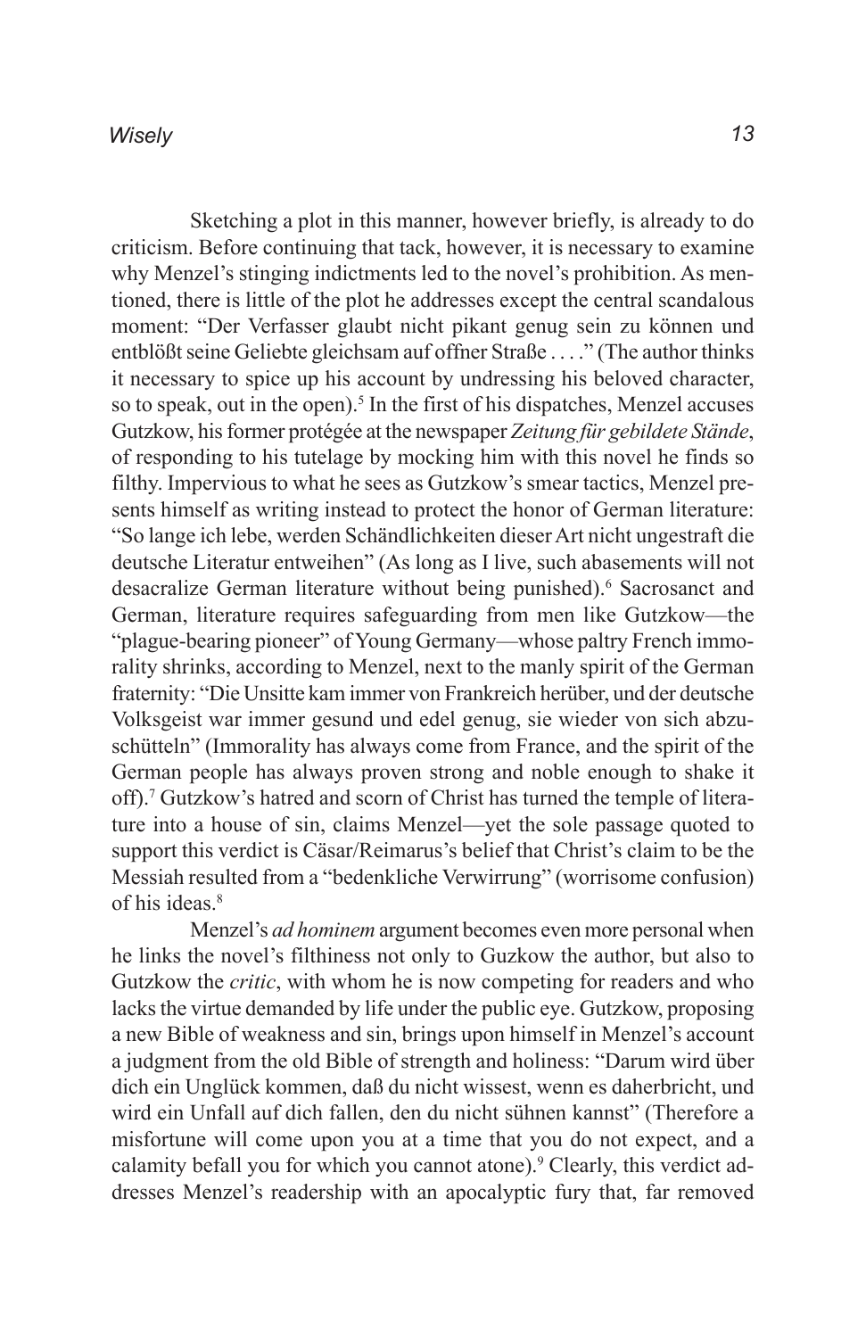Sketching a plot in this manner, however briefly, is already to do criticism. Before continuing that tack, however, it is necessary to examine why Menzel's stinging indictments led to the novel's prohibition. As mentioned, there is little of the plot he addresses except the central scandalous moment: "Der Verfasser glaubt nicht pikant genug sein zu können und entblößt seine Geliebte gleichsam auf offner Straße . . . ." (The author thinks it necessary to spice up his account by undressing his beloved character, so to speak, out in the open).[5] In the first of his dispatches, Menzel accuses Gutzkow, his former protégée at the newspaper *Zeitung für gebildete Stände*, of responding to his tutelage by mocking him with this novel he finds so filthy. Impervious to what he sees as Gutzkow's smear tactics, Menzel presents himself as writing instead to protect the honor of German literature: "So lange ich lebe, werden Schändlichkeiten dieser Art nicht ungestraft die deutsche Literatur entweihen" (As long as I live, such abasements will not desacralize German literature without being punished).[6] Sacrosanct and German, literature requires safeguarding from men like Gutzkow—the "plague-bearing pioneer" of Young Germany—whose paltry French immorality shrinks, according to Menzel, next to the manly spirit of the German fraternity: "Die Unsitte kam immer von Frankreich herüber, und der deutsche Volksgeist war immer gesund und edel genug, sie wieder von sich abzuschütteln" (Immorality has always come from France, and the spirit of the German people has always proven strong and noble enough to shake it off).[7] Gutzkow's hatred and scorn of Christ has turned the temple of literature into a house of sin, claims Menzel—yet the sole passage quoted to support this verdict is Cäsar/Reimarus's belief that Christ's claim to be the Messiah resulted from a "bedenkliche Verwirrung" (worrisome confusion) of his ideas.[8]

Menzel's *ad hominem* argument becomes even more personal when he links the novel's filthiness not only to Guzkow the author, but also to Gutzkow the *critic*, with whom he is now competing for readers and who lacks the virtue demanded by life under the public eye. Gutzkow, proposing a new Bible of weakness and sin, brings upon himself in Menzel's account a judgment from the old Bible of strength and holiness: "Darum wird über dich ein Unglück kommen, daß du nicht wissest, wenn es daherbricht, und wird ein Unfall auf dich fallen, den du nicht sühnen kannst" (Therefore a misfortune will come upon you at a time that you do not expect, and a calamity befall you for which you cannot atone).[9] Clearly, this verdict addresses Menzel's readership with an apocalyptic fury that, far removed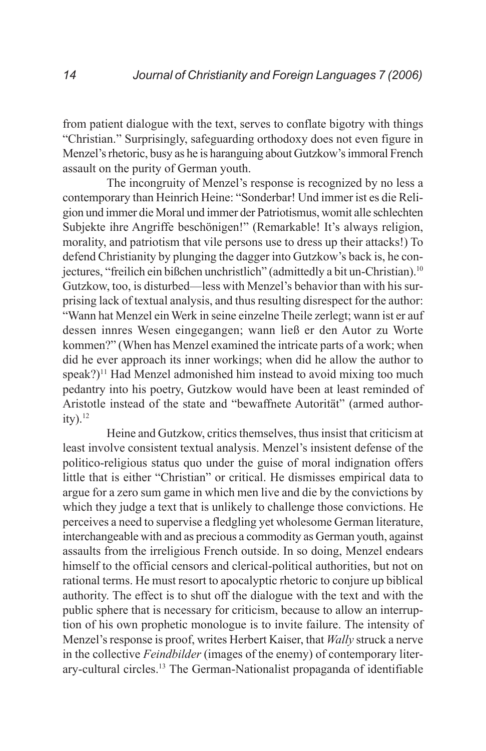from patient dialogue with the text, serves to conflate bigotry with things "Christian." Surprisingly, safeguarding orthodoxy does not even figure in Menzel's rhetoric, busy as he is haranguing about Gutzkow's immoral French assault on the purity of German youth.

The incongruity of Menzel's response is recognized by no less a contemporary than Heinrich Heine: "Sonderbar! Und immer ist es die Religion und immer die Moral und immer der Patriotismus, womit alle schlechten Subjekte ihre Angriffe beschönigen!" (Remarkable! It's always religion, morality, and patriotism that vile persons use to dress up their attacks!) To defend Christianity by plunging the dagger into Gutzkow's back is, he conjectures, "freilich ein bißchen unchristlich" (admittedly a bit un-Christian).[10] Gutzkow, too, is disturbed—less with Menzel's behavior than with his surprising lack of textual analysis, and thus resulting disrespect for the author: "Wann hat Menzel ein Werk in seine einzelne Theile zerlegt; wann ist er auf dessen innres Wesen eingegangen; wann ließ er den Autor zu Worte kommen?" (When has Menzel examined the intricate parts of a work; when did he ever approach its inner workings; when did he allow the author to speak?)[11] Had Menzel admonished him instead to avoid mixing too much pedantry into his poetry, Gutzkow would have been at least reminded of Aristotle instead of the state and "bewaffnete Autorität" (armed authority).[12]

Heine and Gutzkow, critics themselves, thus insist that criticism at least involve consistent textual analysis. Menzel's insistent defense of the politico-religious status quo under the guise of moral indignation offers little that is either "Christian" or critical. He dismisses empirical data to argue for a zero sum game in which men live and die by the convictions by which they judge a text that is unlikely to challenge those convictions. He perceives a need to supervise a fledgling yet wholesome German literature, interchangeable with and as precious a commodity as German youth, against assaults from the irreligious French outside. In so doing, Menzel endears himself to the official censors and clerical-political authorities, but not on rational terms. He must resort to apocalyptic rhetoric to conjure up biblical authority. The effect is to shut off the dialogue with the text and with the public sphere that is necessary for criticism, because to allow an interruption of his own prophetic monologue is to invite failure. The intensity of Menzel's response is proof, writes Herbert Kaiser, that *Wally* struck a nerve in the collective *Feindbilder* (images of the enemy) of contemporary literary-cultural circles.[13] The German-Nationalist propaganda of identifiable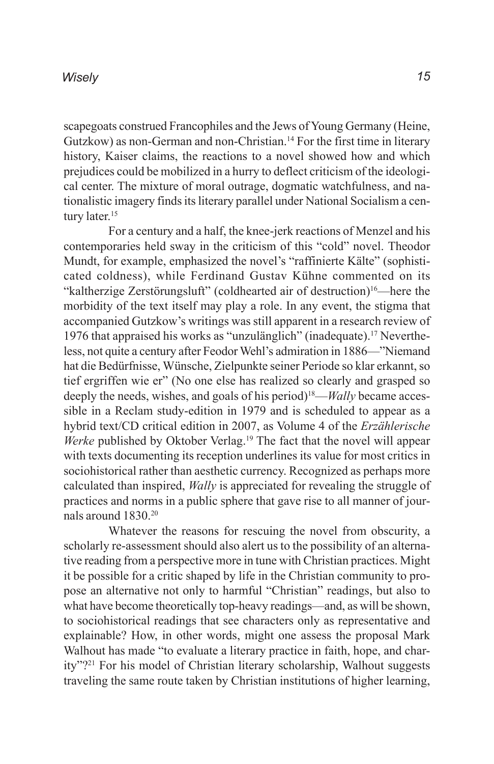scapegoats construed Francophiles and the Jews of Young Germany (Heine, Gutzkow) as non-German and non-Christian.[14] For the first time in literary history, Kaiser claims, the reactions to a novel showed how and which prejudices could be mobilized in a hurry to deflect criticism of the ideological center. The mixture of moral outrage, dogmatic watchfulness, and nationalistic imagery finds its literary parallel under National Socialism a century later.[15]

For a century and a half, the knee-jerk reactions of Menzel and his contemporaries held sway in the criticism of this "cold" novel. Theodor Mundt, for example, emphasized the novel's "raffinierte Kälte" (sophisticated coldness), while Ferdinand Gustav Kühne commented on its "kaltherzige Zerstörungsluft" (coldhearted air of destruction)[16]—here the morbidity of the text itself may play a role. In any event, the stigma that accompanied Gutzkow's writings was still apparent in a research review of 1976 that appraised his works as "unzulänglich" (inadequate).[17] Nevertheless, not quite a century after Feodor Wehl's admiration in 1886—"Niemand hat die Bedürfnisse, Wünsche, Zielpunkte seiner Periode so klar erkannt, so tief ergriffen wie er" (No one else has realized so clearly and grasped so deeply the needs, wishes, and goals of his period)[18]—*Wally* became accessible in a Reclam study-edition in 1979 and is scheduled to appear as a hybrid text/CD critical edition in 2007, as Volume 4 of the *Erzählerische Werke* published by Oktober Verlag.[19] The fact that the novel will appear with texts documenting its reception underlines its value for most critics in sociohistorical rather than aesthetic currency. Recognized as perhaps more calculated than inspired, *Wally* is appreciated for revealing the struggle of practices and norms in a public sphere that gave rise to all manner of journals around 1830.[20]

Whatever the reasons for rescuing the novel from obscurity, a scholarly re-assessment should also alert us to the possibility of an alternative reading from a perspective more in tune with Christian practices. Might it be possible for a critic shaped by life in the Christian community to propose an alternative not only to harmful "Christian" readings, but also to what have become theoretically top-heavy readings—and, as will be shown, to sociohistorical readings that see characters only as representative and explainable? How, in other words, might one assess the proposal Mark Walhout has made "to evaluate a literary practice in faith, hope, and charity"?[21] For his model of Christian literary scholarship, Walhout suggests traveling the same route taken by Christian institutions of higher learning,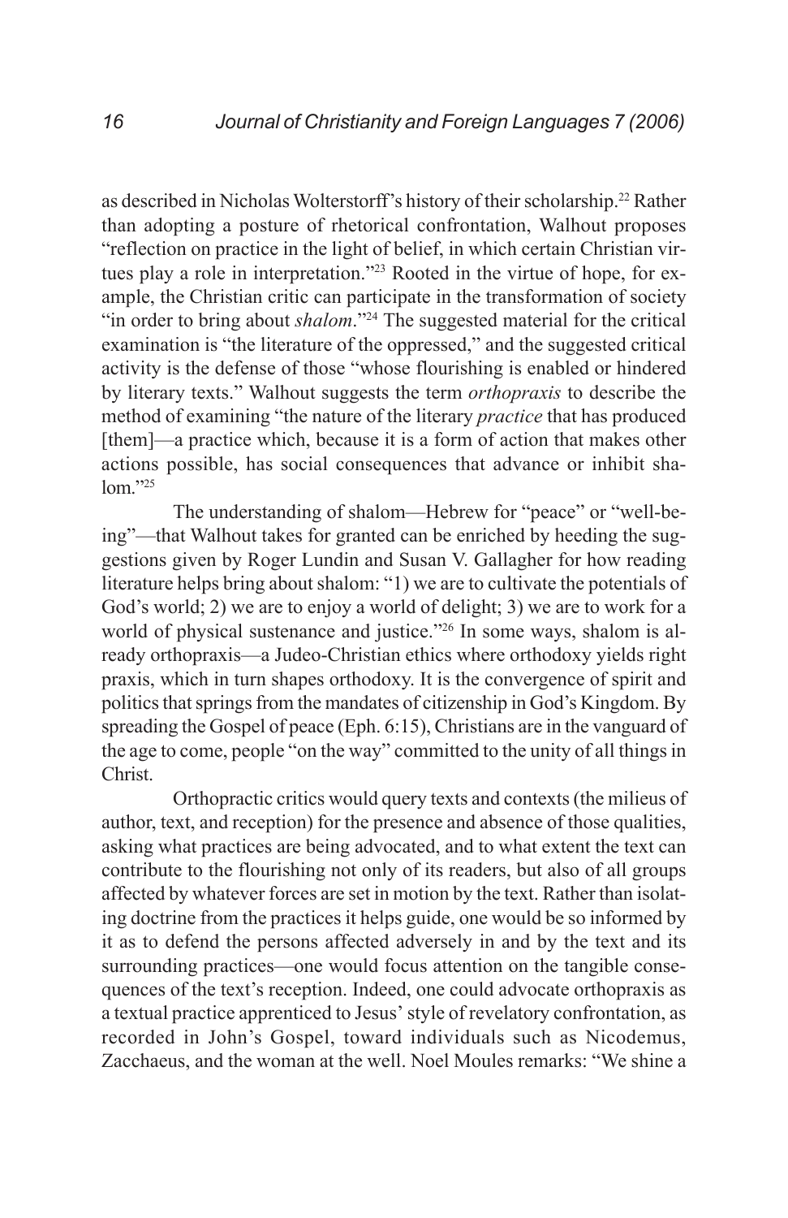as described in Nicholas Wolterstorff's history of their scholarship.[22] Rather than adopting a posture of rhetorical confrontation, Walhout proposes "reflection on practice in the light of belief, in which certain Christian virtues play a role in interpretation."[23] Rooted in the virtue of hope, for example, the Christian critic can participate in the transformation of society "in order to bring about *shalom*."[24] The suggested material for the critical examination is "the literature of the oppressed," and the suggested critical activity is the defense of those "whose flourishing is enabled or hindered by literary texts." Walhout suggests the term *orthopraxis* to describe the method of examining "the nature of the literary *practice* that has produced [them]—a practice which, because it is a form of action that makes other actions possible, has social consequences that advance or inhibit shalom."[25]

The understanding of shalom—Hebrew for "peace" or "well-being"—that Walhout takes for granted can be enriched by heeding the suggestions given by Roger Lundin and Susan V. Gallagher for how reading literature helps bring about shalom: "1) we are to cultivate the potentials of God's world; 2) we are to enjoy a world of delight; 3) we are to work for a world of physical sustenance and justice."[26] In some ways, shalom is already orthopraxis—a Judeo-Christian ethics where orthodoxy yields right praxis, which in turn shapes orthodoxy. It is the convergence of spirit and politics that springs from the mandates of citizenship in God's Kingdom. By spreading the Gospel of peace (Eph. 6:15), Christians are in the vanguard of the age to come, people "on the way" committed to the unity of all things in Christ.

Orthopractic critics would query texts and contexts (the milieus of author, text, and reception) for the presence and absence of those qualities, asking what practices are being advocated, and to what extent the text can contribute to the flourishing not only of its readers, but also of all groups affected by whatever forces are set in motion by the text. Rather than isolating doctrine from the practices it helps guide, one would be so informed by it as to defend the persons affected adversely in and by the text and its surrounding practices—one would focus attention on the tangible consequences of the text's reception. Indeed, one could advocate orthopraxis as a textual practice apprenticed to Jesus' style of revelatory confrontation, as recorded in John's Gospel, toward individuals such as Nicodemus, Zacchaeus, and the woman at the well. Noel Moules remarks: "We shine a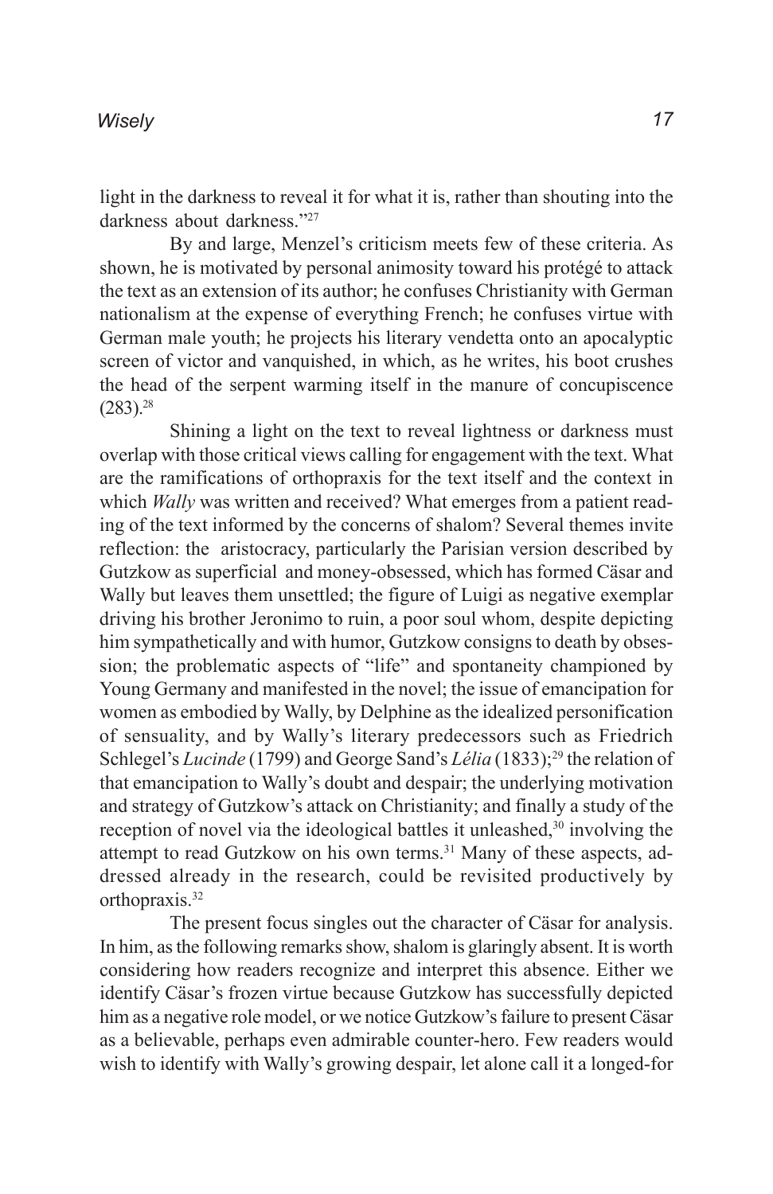light in the darkness to reveal it for what it is, rather than shouting into the darkness about darkness."[27]

By and large, Menzel's criticism meets few of these criteria. As shown, he is motivated by personal animosity toward his protégé to attack the text as an extension of its author; he confuses Christianity with German nationalism at the expense of everything French; he confuses virtue with German male youth; he projects his literary vendetta onto an apocalyptic screen of victor and vanquished, in which, as he writes, his boot crushes the head of the serpent warming itself in the manure of concupiscence (283).[28]

Shining a light on the text to reveal lightness or darkness must overlap with those critical views calling for engagement with the text. What are the ramifications of orthopraxis for the text itself and the context in which *Wally* was written and received? What emerges from a patient reading of the text informed by the concerns of shalom? Several themes invite reflection: the aristocracy, particularly the Parisian version described by Gutzkow as superficial and money-obsessed, which has formed Cäsar and Wally but leaves them unsettled; the figure of Luigi as negative exemplar driving his brother Jeronimo to ruin, a poor soul whom, despite depicting him sympathetically and with humor, Gutzkow consigns to death by obsession; the problematic aspects of "life" and spontaneity championed by Young Germany and manifested in the novel; the issue of emancipation for women as embodied by Wally, by Delphine as the idealized personification of sensuality, and by Wally's literary predecessors such as Friedrich Schlegel's *Lucinde* (1799) and George Sand's *Lélia* (1833);[29] the relation of that emancipation to Wally's doubt and despair; the underlying motivation and strategy of Gutzkow's attack on Christianity; and finally a study of the reception of novel via the ideological battles it unleashed,[30] involving the attempt to read Gutzkow on his own terms.[31] Many of these aspects, addressed already in the research, could be revisited productively by orthopraxis.[32]

The present focus singles out the character of Cäsar for analysis. In him, as the following remarks show, shalom is glaringly absent. It is worth considering how readers recognize and interpret this absence. Either we identify Cäsar's frozen virtue because Gutzkow has successfully depicted him as a negative role model, or we notice Gutzkow's failure to present Cäsar as a believable, perhaps even admirable counter-hero. Few readers would wish to identify with Wally's growing despair, let alone call it a longed-for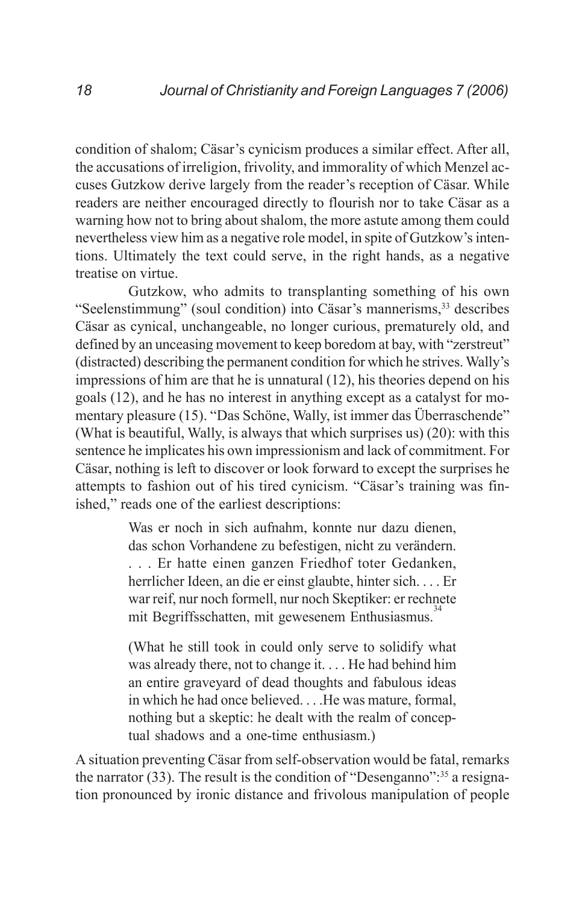condition of shalom; Cäsar's cynicism produces a similar effect. After all, the accusations of irreligion, frivolity, and immorality of which Menzel accuses Gutzkow derive largely from the reader's reception of Cäsar. While readers are neither encouraged directly to flourish nor to take Cäsar as a warning how not to bring about shalom, the more astute among them could nevertheless view him as a negative role model, in spite of Gutzkow's intentions. Ultimately the text could serve, in the right hands, as a negative treatise on virtue.

Gutzkow, who admits to transplanting something of his own "Seelenstimmung" (soul condition) into Cäsar's mannerisms,[33] describes Cäsar as cynical, unchangeable, no longer curious, prematurely old, and defined by an unceasing movement to keep boredom at bay, with "zerstreut" (distracted) describing the permanent condition for which he strives. Wally's impressions of him are that he is unnatural (12), his theories depend on his goals (12), and he has no interest in anything except as a catalyst for momentary pleasure (15). "Das Schöne, Wally, ist immer das Überraschende" (What is beautiful, Wally, is always that which surprises us) (20): with this sentence he implicates his own impressionism and lack of commitment. For Cäsar, nothing is left to discover or look forward to except the surprises he attempts to fashion out of his tired cynicism. "Cäsar's training was finished," reads one of the earliest descriptions:

> Was er noch in sich aufnahm, konnte nur dazu dienen, das schon Vorhandene zu befestigen, nicht zu verändern. . . . Er hatte einen ganzen Friedhof toter Gedanken, herrlicher Ideen, an die er einst glaubte, hinter sich. . . . Er war reif, nur noch formell, nur noch Skeptiker: er rechnete mit Begriffsschatten, mit gewesenem Enthusiasmus.[34]
>
> (What he still took in could only serve to solidify what was already there, not to change it. . . . He had behind him an entire graveyard of dead thoughts and fabulous ideas in which he had once believed. . . .He was mature, formal, nothing but a skeptic: he dealt with the realm of conceptual shadows and a one-time enthusiasm.)

A situation preventing Cäsar from self-observation would be fatal, remarks the narrator (33). The result is the condition of "Desenganno":[35] a resignation pronounced by ironic distance and frivolous manipulation of people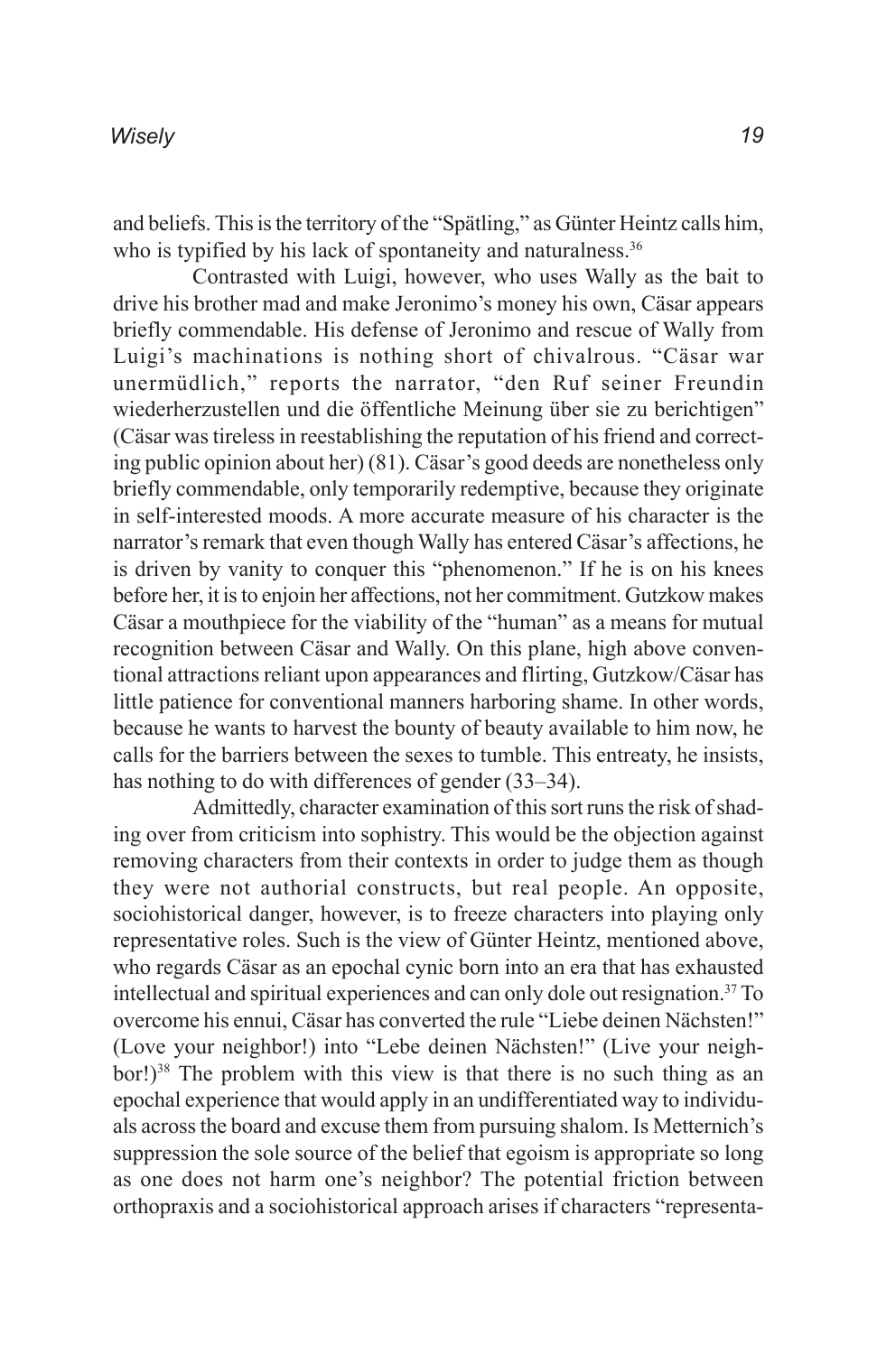and beliefs. This is the territory of the "Spätling," as Günter Heintz calls him, who is typified by his lack of spontaneity and naturalness.[36]

Contrasted with Luigi, however, who uses Wally as the bait to drive his brother mad and make Jeronimo's money his own, Cäsar appears briefly commendable. His defense of Jeronimo and rescue of Wally from Luigi's machinations is nothing short of chivalrous. "Cäsar war unermüdlich," reports the narrator, "den Ruf seiner Freundin wiederherzustellen und die öffentliche Meinung über sie zu berichtigen" (Cäsar was tireless in reestablishing the reputation of his friend and correcting public opinion about her) (81). Cäsar's good deeds are nonetheless only briefly commendable, only temporarily redemptive, because they originate in self-interested moods. A more accurate measure of his character is the narrator's remark that even though Wally has entered Cäsar's affections, he is driven by vanity to conquer this "phenomenon." If he is on his knees before her, it is to enjoin her affections, not her commitment. Gutzkow makes Cäsar a mouthpiece for the viability of the "human" as a means for mutual recognition between Cäsar and Wally. On this plane, high above conventional attractions reliant upon appearances and flirting, Gutzkow/Cäsar has little patience for conventional manners harboring shame. In other words, because he wants to harvest the bounty of beauty available to him now, he calls for the barriers between the sexes to tumble. This entreaty, he insists, has nothing to do with differences of gender (33–34).

Admittedly, character examination of this sort runs the risk of shading over from criticism into sophistry. This would be the objection against removing characters from their contexts in order to judge them as though they were not authorial constructs, but real people. An opposite, sociohistorical danger, however, is to freeze characters into playing only representative roles. Such is the view of Günter Heintz, mentioned above, who regards Cäsar as an epochal cynic born into an era that has exhausted intellectual and spiritual experiences and can only dole out resignation.[37] To overcome his ennui, Cäsar has converted the rule "Liebe deinen Nächsten!" (Love your neighbor!) into "Lebe deinen Nächsten!" (Live your neighbor!)[38] The problem with this view is that there is no such thing as an epochal experience that would apply in an undifferentiated way to individuals across the board and excuse them from pursuing shalom. Is Metternich's suppression the sole source of the belief that egoism is appropriate so long as one does not harm one's neighbor? The potential friction between orthopraxis and a sociohistorical approach arises if characters "representa-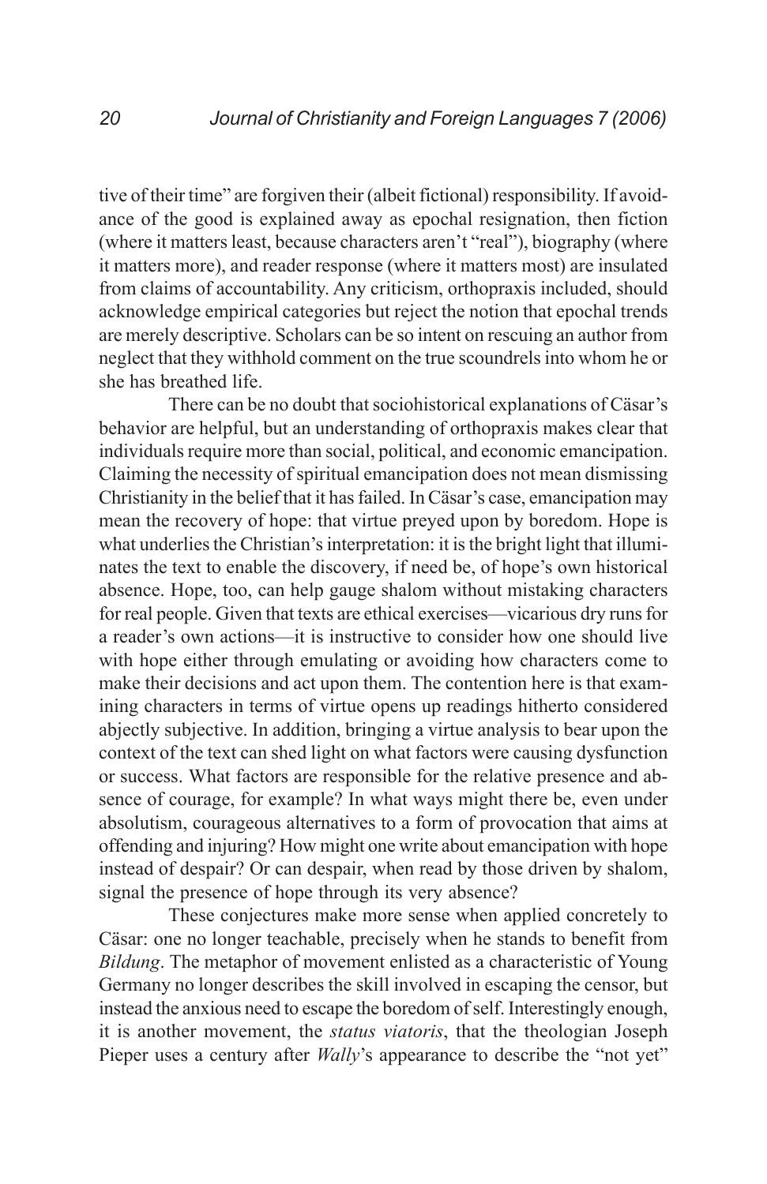tive of their time" are forgiven their (albeit fictional) responsibility. If avoidance of the good is explained away as epochal resignation, then fiction (where it matters least, because characters aren't "real"), biography (where it matters more), and reader response (where it matters most) are insulated from claims of accountability. Any criticism, orthopraxis included, should acknowledge empirical categories but reject the notion that epochal trends are merely descriptive. Scholars can be so intent on rescuing an author from neglect that they withhold comment on the true scoundrels into whom he or she has breathed life.

There can be no doubt that sociohistorical explanations of Cäsar's behavior are helpful, but an understanding of orthopraxis makes clear that individuals require more than social, political, and economic emancipation. Claiming the necessity of spiritual emancipation does not mean dismissing Christianity in the belief that it has failed. In Cäsar's case, emancipation may mean the recovery of hope: that virtue preyed upon by boredom. Hope is what underlies the Christian's interpretation: it is the bright light that illuminates the text to enable the discovery, if need be, of hope's own historical absence. Hope, too, can help gauge shalom without mistaking characters for real people. Given that texts are ethical exercises—vicarious dry runs for a reader's own actions—it is instructive to consider how one should live with hope either through emulating or avoiding how characters come to make their decisions and act upon them. The contention here is that examining characters in terms of virtue opens up readings hitherto considered abjectly subjective. In addition, bringing a virtue analysis to bear upon the context of the text can shed light on what factors were causing dysfunction or success. What factors are responsible for the relative presence and absence of courage, for example? In what ways might there be, even under absolutism, courageous alternatives to a form of provocation that aims at offending and injuring? How might one write about emancipation with hope instead of despair? Or can despair, when read by those driven by shalom, signal the presence of hope through its very absence?

These conjectures make more sense when applied concretely to Cäsar: one no longer teachable, precisely when he stands to benefit from *Bildung*. The metaphor of movement enlisted as a characteristic of Young Germany no longer describes the skill involved in escaping the censor, but instead the anxious need to escape the boredom of self. Interestingly enough, it is another movement, the *status viatoris*, that the theologian Joseph Pieper uses a century after *Wally*'s appearance to describe the "not yet"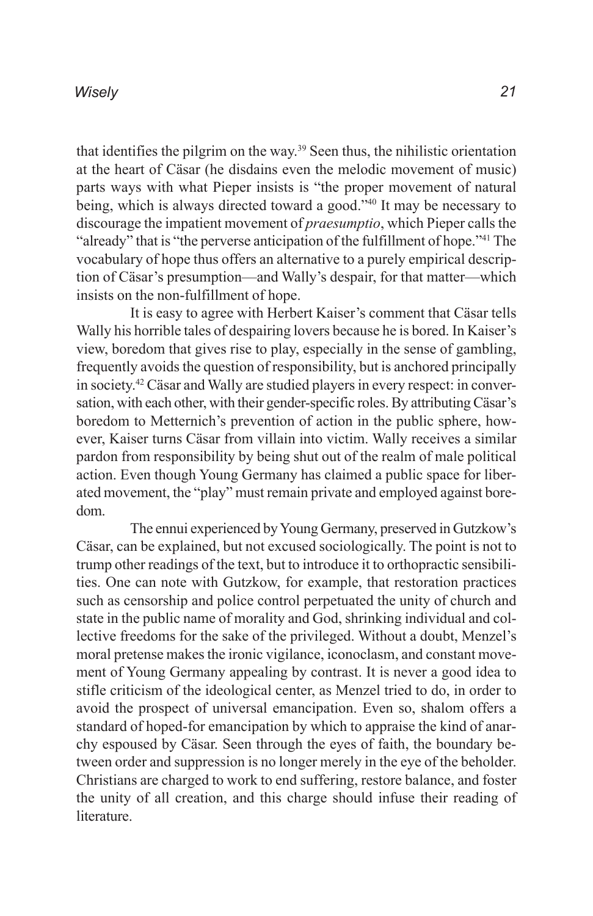that identifies the pilgrim on the way.[39] Seen thus, the nihilistic orientation at the heart of Cäsar (he disdains even the melodic movement of music) parts ways with what Pieper insists is "the proper movement of natural being, which is always directed toward a good."[40] It may be necessary to discourage the impatient movement of *praesumptio*, which Pieper calls the "already" that is "the perverse anticipation of the fulfillment of hope."[41] The vocabulary of hope thus offers an alternative to a purely empirical description of Cäsar's presumption—and Wally's despair, for that matter—which insists on the non-fulfillment of hope.

It is easy to agree with Herbert Kaiser's comment that Cäsar tells Wally his horrible tales of despairing lovers because he is bored. In Kaiser's view, boredom that gives rise to play, especially in the sense of gambling, frequently avoids the question of responsibility, but is anchored principally in society.[42] Cäsar and Wally are studied players in every respect: in conversation, with each other, with their gender-specific roles. By attributing Cäsar's boredom to Metternich's prevention of action in the public sphere, however, Kaiser turns Cäsar from villain into victim. Wally receives a similar pardon from responsibility by being shut out of the realm of male political action. Even though Young Germany has claimed a public space for liberated movement, the "play" must remain private and employed against boredom.

The ennui experienced by Young Germany, preserved in Gutzkow's Cäsar, can be explained, but not excused sociologically. The point is not to trump other readings of the text, but to introduce it to orthopractic sensibilities. One can note with Gutzkow, for example, that restoration practices such as censorship and police control perpetuated the unity of church and state in the public name of morality and God, shrinking individual and collective freedoms for the sake of the privileged. Without a doubt, Menzel's moral pretense makes the ironic vigilance, iconoclasm, and constant movement of Young Germany appealing by contrast. It is never a good idea to stifle criticism of the ideological center, as Menzel tried to do, in order to avoid the prospect of universal emancipation. Even so, shalom offers a standard of hoped-for emancipation by which to appraise the kind of anarchy espoused by Cäsar. Seen through the eyes of faith, the boundary between order and suppression is no longer merely in the eye of the beholder. Christians are charged to work to end suffering, restore balance, and foster the unity of all creation, and this charge should infuse their reading of literature.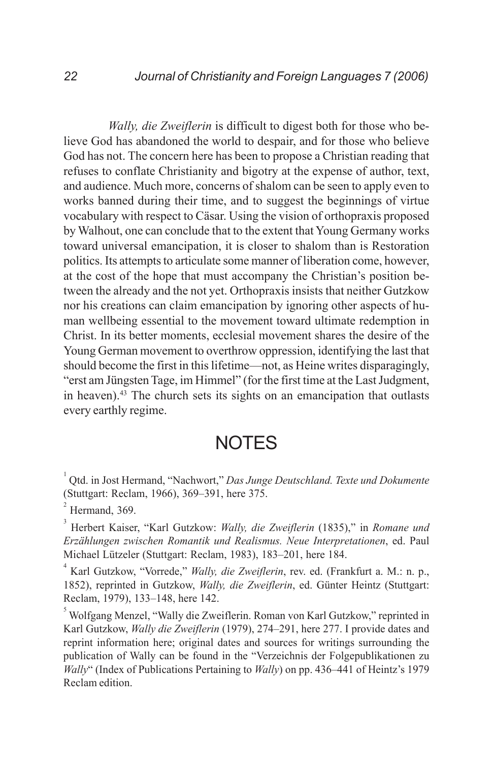*Wally, die Zweiflerin* is difficult to digest both for those who believe God has abandoned the world to despair, and for those who believe God has not. The concern here has been to propose a Christian reading that refuses to conflate Christianity and bigotry at the expense of author, text, and audience. Much more, concerns of shalom can be seen to apply even to works banned during their time, and to suggest the beginnings of virtue vocabulary with respect to Cäsar. Using the vision of orthopraxis proposed by Walhout, one can conclude that to the extent that Young Germany works toward universal emancipation, it is closer to shalom than is Restoration politics. Its attempts to articulate some manner of liberation come, however, at the cost of the hope that must accompany the Christian's position between the already and the not yet. Orthopraxis insists that neither Gutzkow nor his creations can claim emancipation by ignoring other aspects of human wellbeing essential to the movement toward ultimate redemption in Christ. In its better moments, ecclesial movement shares the desire of the Young German movement to overthrow oppression, identifying the last that should become the first in this lifetime—not, as Heine writes disparagingly, "erst am Jüngsten Tage, im Himmel" (for the first time at the Last Judgment, in heaven).[43] The church sets its sights on an emancipation that outlasts every earthly regime.

# NOTES

[1] Qtd. in Jost Hermand, "Nachwort," *Das Junge Deutschland. Texte und Dokumente* (Stuttgart: Reclam, 1966), 369–391, here 375.

[2] Hermand, 369.

[3] Herbert Kaiser, "Karl Gutzkow: *Wally, die Zweiflerin* (1835)," in *Romane und Erzählungen zwischen Romantik und Realismus. Neue Interpretationen*, ed. Paul Michael Lützeler (Stuttgart: Reclam, 1983), 183–201, here 184.

[4] Karl Gutzkow, "Vorrede," *Wally, die Zweiflerin*, rev. ed. (Frankfurt a. M.: n. p., 1852), reprinted in Gutzkow, *Wally, die Zweiflerin*, ed. Günter Heintz (Stuttgart: Reclam, 1979), 133–148, here 142.

[5] Wolfgang Menzel, "Wally die Zweiflerin. Roman von Karl Gutzkow," reprinted in Karl Gutzkow, *Wally die Zweiflerin* (1979), 274–291, here 277. I provide dates and reprint information here; original dates and sources for writings surrounding the publication of Wally can be found in the "Verzeichnis der Folgepublikationen zu *Wally*" (Index of Publications Pertaining to *Wally*) on pp. 436–441 of Heintz's 1979 Reclam edition.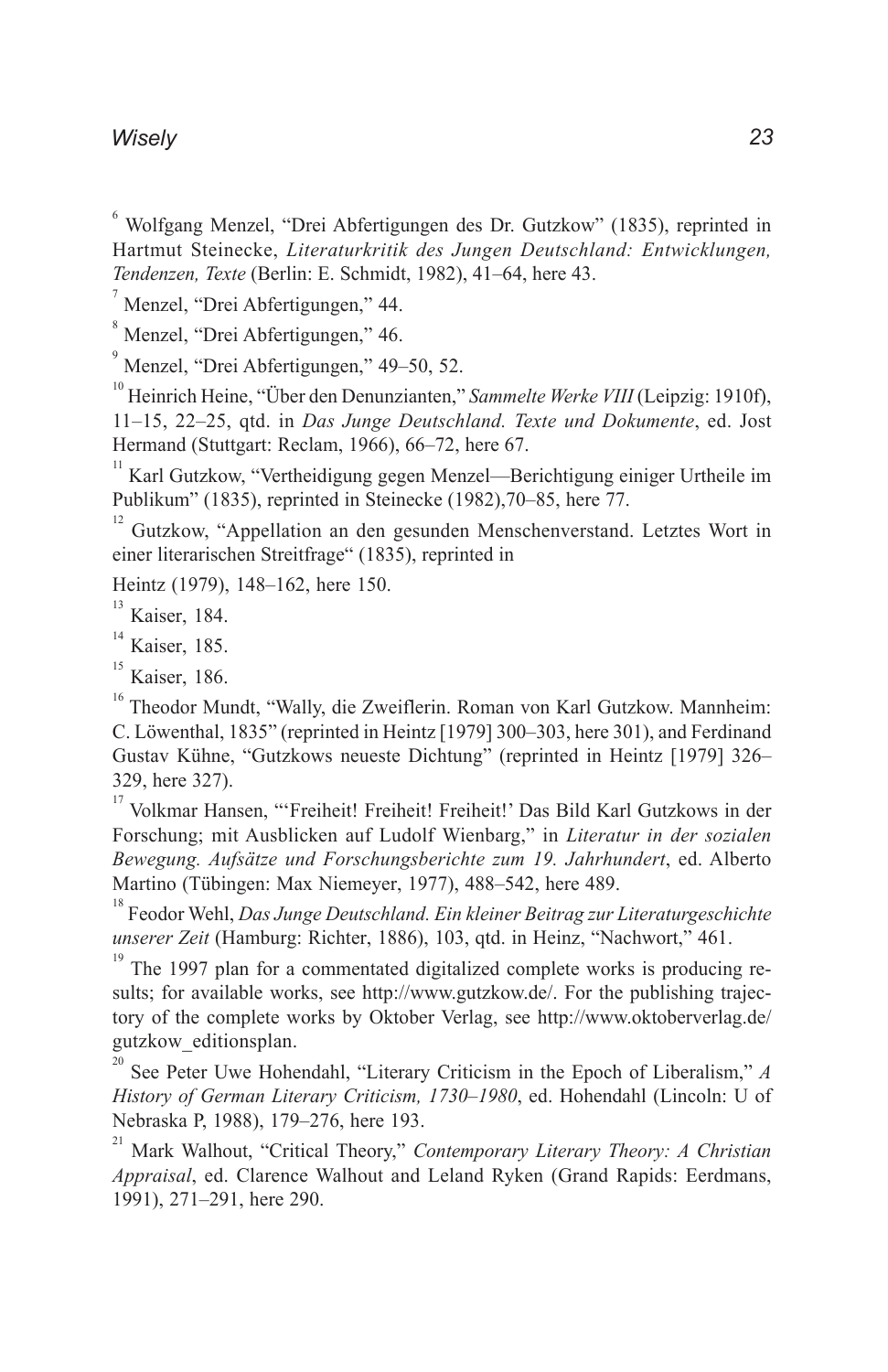[6] Wolfgang Menzel, "Drei Abfertigungen des Dr. Gutzkow" (1835), reprinted in Hartmut Steinecke, *Literaturkritik des Jungen Deutschland: Entwicklungen, Tendenzen, Texte* (Berlin: E. Schmidt, 1982), 41–64, here 43.

[7] Menzel, "Drei Abfertigungen," 44.

[8] Menzel, "Drei Abfertigungen," 46.

[9] Menzel, "Drei Abfertigungen," 49–50, 52.

[10] Heinrich Heine, "Über den Denunzianten," *Sammelte Werke VIII* (Leipzig: 1910f), 11–15, 22–25, qtd. in *Das Junge Deutschland. Texte und Dokumente*, ed. Jost Hermand (Stuttgart: Reclam, 1966), 66–72, here 67.

[11] Karl Gutzkow, "Vertheidigung gegen Menzel—Berichtigung einiger Urtheile im Publikum" (1835), reprinted in Steinecke (1982),70–85, here 77.

[12] Gutzkow, "Appellation an den gesunden Menschenverstand. Letztes Wort in einer literarischen Streitfrage" (1835), reprinted in

Heintz (1979), 148–162, here 150.

[13] Kaiser, 184.

[14] Kaiser, 185.

[15] Kaiser, 186.

[16] Theodor Mundt, "Wally, die Zweiflerin. Roman von Karl Gutzkow. Mannheim: C. Löwenthal, 1835" (reprinted in Heintz [1979] 300–303, here 301), and Ferdinand Gustav Kühne, "Gutzkows neueste Dichtung" (reprinted in Heintz [1979] 326–329, here 327).

[17] Volkmar Hansen, "'Freiheit! Freiheit! Freiheit!' Das Bild Karl Gutzkows in der Forschung; mit Ausblicken auf Ludolf Wienbarg," in *Literatur in der sozialen Bewegung. Aufsätze und Forschungsberichte zum 19. Jahrhundert*, ed. Alberto Martino (Tübingen: Max Niemeyer, 1977), 488–542, here 489.

[18] Feodor Wehl, *Das Junge Deutschland. Ein kleiner Beitrag zur Literaturgeschichte unserer Zeit* (Hamburg: Richter, 1886), 103, qtd. in Heinz, "Nachwort," 461.

[19] The 1997 plan for a commentated digitalized complete works is producing results; for available works, see http://www.gutzkow.de/. For the publishing trajectory of the complete works by Oktober Verlag, see http://www.oktoberverlag.de/gutzkow_editionsplan.

[20] See Peter Uwe Hohendahl, "Literary Criticism in the Epoch of Liberalism," *A History of German Literary Criticism, 1730–1980*, ed. Hohendahl (Lincoln: U of Nebraska P, 1988), 179–276, here 193.

[21] Mark Walhout, "Critical Theory," *Contemporary Literary Theory: A Christian Appraisal*, ed. Clarence Walhout and Leland Ryken (Grand Rapids: Eerdmans, 1991), 271–291, here 290.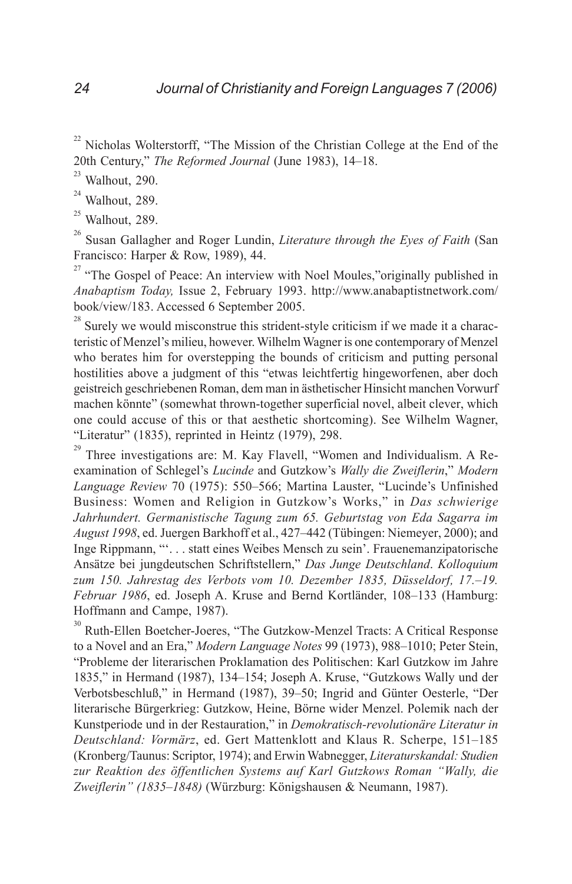[22] Nicholas Wolterstorff, "The Mission of the Christian College at the End of the 20th Century," *The Reformed Journal* (June 1983), 14–18.

[23] Walhout, 290.

[24] Walhout, 289.

[25] Walhout, 289.

[26] Susan Gallagher and Roger Lundin, *Literature through the Eyes of Faith* (San Francisco: Harper & Row, 1989), 44.

[27] "The Gospel of Peace: An interview with Noel Moules,"originally published in *Anabaptism Today,* Issue 2, February 1993. http://www.anabaptistnetwork.com/book/view/183. Accessed 6 September 2005.

[28] Surely we would misconstrue this strident-style criticism if we made it a characteristic of Menzel's milieu, however. Wilhelm Wagner is one contemporary of Menzel who berates him for overstepping the bounds of criticism and putting personal hostilities above a judgment of this "etwas leichtfertig hingeworfenen, aber doch geistreich geschriebenen Roman, dem man in ästhetischer Hinsicht manchen Vorwurf machen könnte" (somewhat thrown-together superficial novel, albeit clever, which one could accuse of this or that aesthetic shortcoming). See Wilhelm Wagner, "Literatur" (1835), reprinted in Heintz (1979), 298.

[29] Three investigations are: M. Kay Flavell, "Women and Individualism. A Re-examination of Schlegel's *Lucinde* and Gutzkow's *Wally die Zweiflerin*," *Modern Language Review* 70 (1975): 550–566; Martina Lauster, "Lucinde's Unfinished Business: Women and Religion in Gutzkow's Works," in *Das schwierige Jahrhundert. Germanistische Tagung zum 65. Geburtstag von Eda Sagarra im August 1998*, ed. Juergen Barkhoff et al., 427–442 (Tübingen: Niemeyer, 2000); and Inge Rippmann, "'. . . statt eines Weibes Mensch zu sein'. Frauenemanzipatorische Ansätze bei jungdeutschen Schriftstellern," *Das Junge Deutschland*. *Kolloquium zum 150. Jahrestag des Verbots vom 10. Dezember 1835, Düsseldorf, 17.–19. Februar 1986*, ed. Joseph A. Kruse and Bernd Kortländer, 108–133 (Hamburg: Hoffmann and Campe, 1987).

[30] Ruth-Ellen Boetcher-Joeres, "The Gutzkow-Menzel Tracts: A Critical Response to a Novel and an Era," *Modern Language Notes* 99 (1973), 988–1010; Peter Stein, "Probleme der literarischen Proklamation des Politischen: Karl Gutzkow im Jahre 1835," in Hermand (1987), 134–154; Joseph A. Kruse, "Gutzkows Wally und der Verbotsbeschluß," in Hermand (1987), 39–50; Ingrid and Günter Oesterle, "Der literarische Bürgerkrieg: Gutzkow, Heine, Börne wider Menzel. Polemik nach der Kunstperiode und in der Restauration," in *Demokratisch-revolutionäre Literatur in Deutschland: Vormärz*, ed. Gert Mattenklott and Klaus R. Scherpe, 151–185 (Kronberg/Taunus: Scriptor, 1974); and Erwin Wabnegger, *Literaturskandal: Studien zur Reaktion des öffentlichen Systems auf Karl Gutzkows Roman "Wally, die Zweiflerin" (1835–1848)* (Würzburg: Königshausen & Neumann, 1987).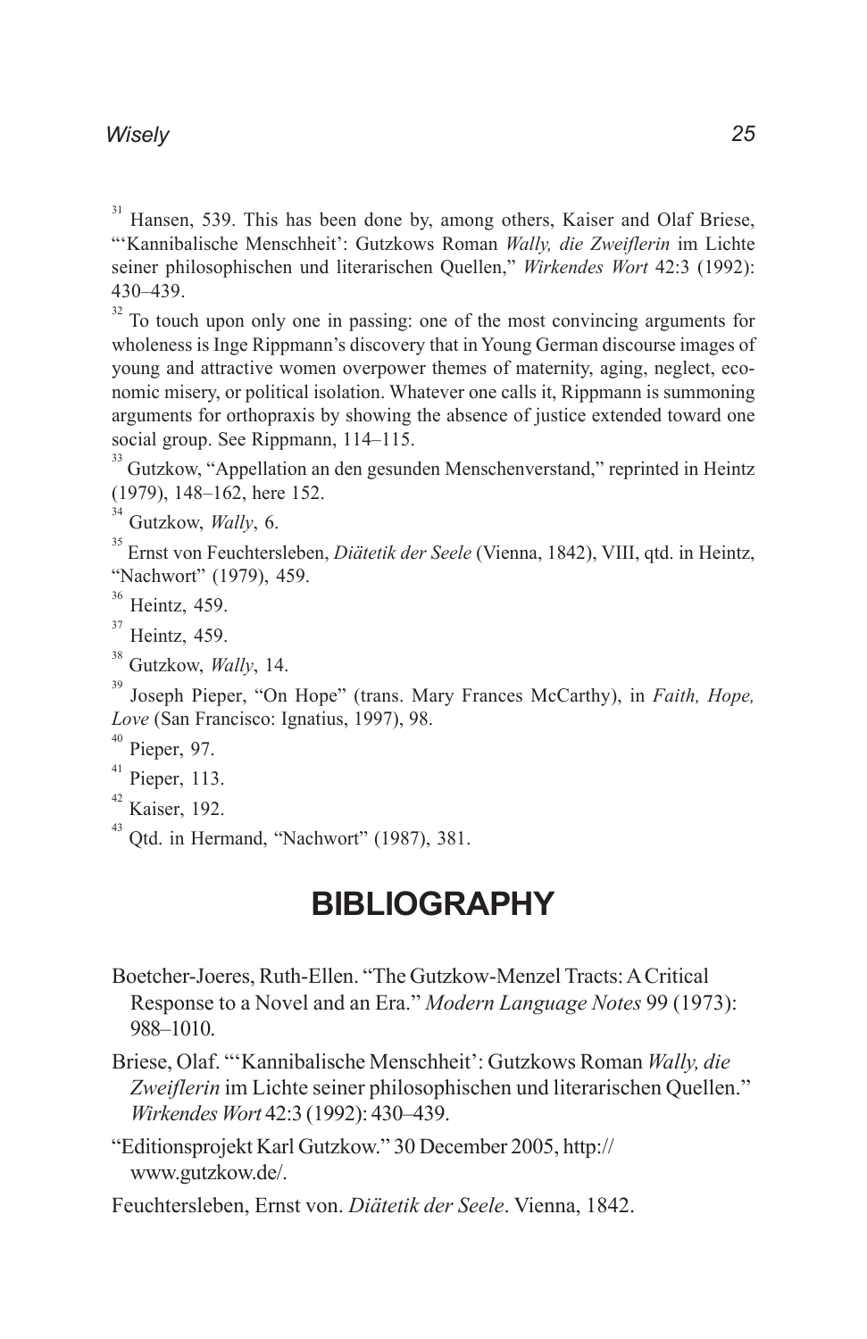[31] Hansen, 539. This has been done by, among others, Kaiser and Olaf Briese, "'Kannibalische Menschheit': Gutzkows Roman *Wally, die Zweiflerin* im Lichte seiner philosophischen und literarischen Quellen," *Wirkendes Wort* 42:3 (1992): 430–439.

[32] To touch upon only one in passing: one of the most convincing arguments for wholeness is Inge Rippmann's discovery that in Young German discourse images of young and attractive women overpower themes of maternity, aging, neglect, economic misery, or political isolation. Whatever one calls it, Rippmann is summoning arguments for orthopraxis by showing the absence of justice extended toward one social group. See Rippmann, 114–115.

[33] Gutzkow, "Appellation an den gesunden Menschenverstand," reprinted in Heintz (1979), 148–162, here 152.

[34] Gutzkow, *Wally*, 6.

[35] Ernst von Feuchtersleben, *Diätetik der Seele* (Vienna, 1842), VIII, qtd. in Heintz, "Nachwort" (1979), 459.

[36] Heintz, 459.

[37] Heintz, 459.

[38] Gutzkow, *Wally*, 14.

[39] Joseph Pieper, "On Hope" (trans. Mary Frances McCarthy), in *Faith, Hope, Love* (San Francisco: Ignatius, 1997), 98.

[40] Pieper, 97.

[41] Pieper, 113.

[42] Kaiser, 192.

[43] Qtd. in Hermand, "Nachwort" (1987), 381.

# BIBLIOGRAPHY

Boetcher-Joeres, Ruth-Ellen. "The Gutzkow-Menzel Tracts: A Critical Response to a Novel and an Era." *Modern Language Notes* 99 (1973): 988–1010.

Briese, Olaf. "'Kannibalische Menschheit': Gutzkows Roman *Wally, die Zweiflerin* im Lichte seiner philosophischen und literarischen Quellen." *Wirkendes Wort* 42:3 (1992): 430–439.

"Editionsprojekt Karl Gutzkow." 30 December 2005, http://www.gutzkow.de/.

Feuchtersleben, Ernst von. *Diätetik der Seele*. Vienna, 1842.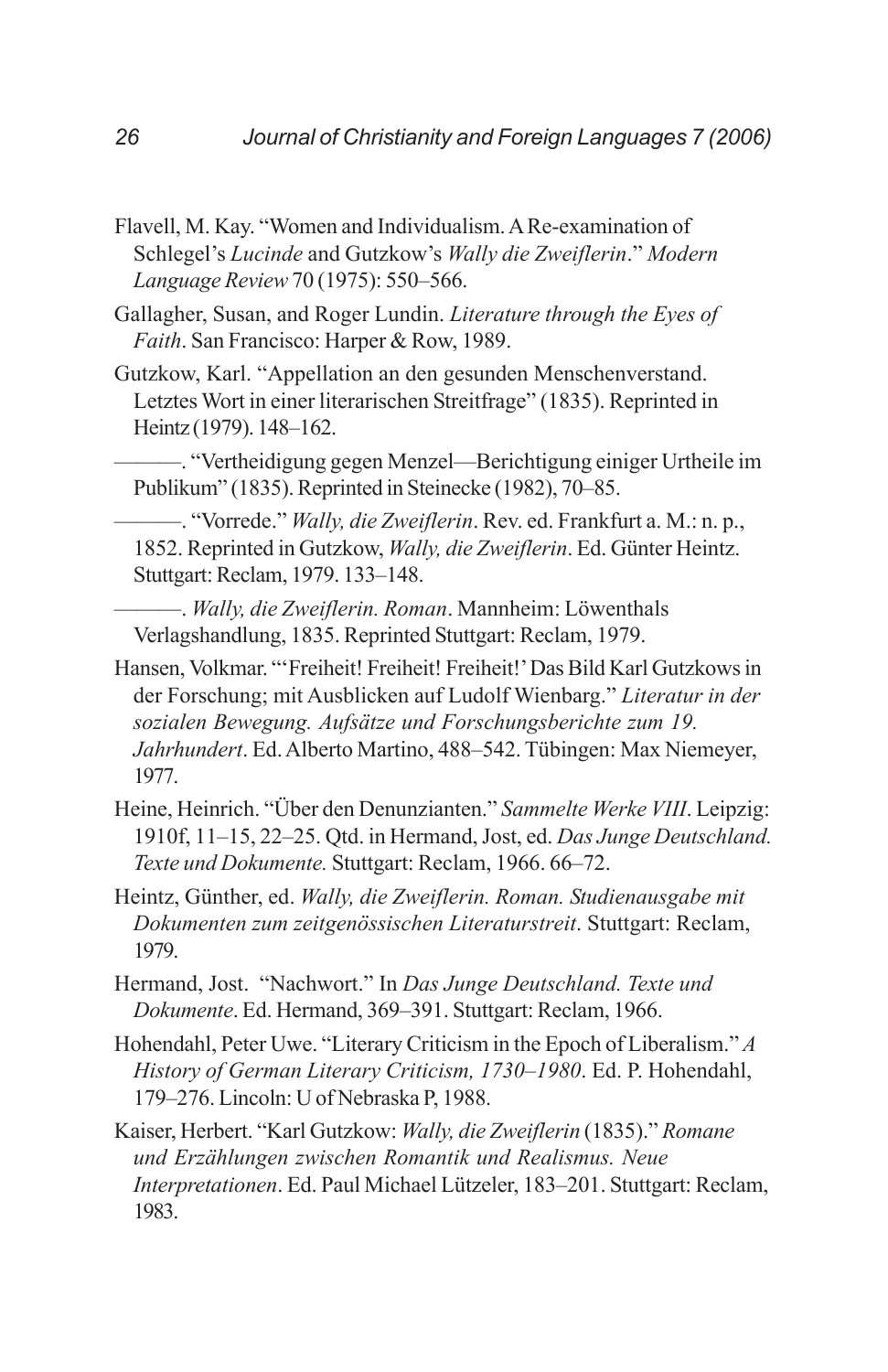Flavell, M. Kay. “Women and Individualism. A Re-examination of Schlegel’s *Lucinde* and Gutzkow’s *Wally die Zweiflerin*.” *Modern Language Review* 70 (1975): 550–566.

Gallagher, Susan, and Roger Lundin. *Literature through the Eyes of Faith*. San Francisco: Harper & Row, 1989.

Gutzkow, Karl. “Appellation an den gesunden Menschenverstand. Letztes Wort in einer literarischen Streitfrage” (1835). Reprinted in Heintz (1979). 148–162.

———. “Vertheidigung gegen Menzel—Berichtigung einiger Urtheile im Publikum” (1835). Reprinted in Steinecke (1982), 70–85.

———. “Vorrede.” *Wally, die Zweiflerin*. Rev. ed. Frankfurt a. M.: n. p., 1852. Reprinted in Gutzkow, *Wally, die Zweiflerin*. Ed. Günter Heintz. Stuttgart: Reclam, 1979. 133–148.

———. *Wally, die Zweiflerin. Roman*. Mannheim: Löwenthals Verlagshandlung, 1835. Reprinted Stuttgart: Reclam, 1979.

Hansen, Volkmar. “‘Freiheit! Freiheit! Freiheit!’ Das Bild Karl Gutzkows in der Forschung; mit Ausblicken auf Ludolf Wienbarg.” *Literatur in der sozialen Bewegung. Aufsätze und Forschungsberichte zum 19. Jahrhundert*. Ed. Alberto Martino, 488–542. Tübingen: Max Niemeyer, 1977.

Heine, Heinrich. “Über den Denunzianten.” *Sammelte Werke VIII*. Leipzig: 1910f, 11–15, 22–25. Qtd. in Hermand, Jost, ed. *Das Junge Deutschland. Texte und Dokumente.* Stuttgart: Reclam, 1966. 66–72.

Heintz, Günther, ed. *Wally, die Zweiflerin. Roman. Studienausgabe mit Dokumenten zum zeitgenössischen Literaturstreit*. Stuttgart: Reclam, 1979.

Hermand, Jost. “Nachwort.” In *Das Junge Deutschland. Texte und Dokumente*. Ed. Hermand, 369–391. Stuttgart: Reclam, 1966.

Hohendahl, Peter Uwe. “Literary Criticism in the Epoch of Liberalism.” *A History of German Literary Criticism, 1730–1980*. Ed. P. Hohendahl, 179–276. Lincoln: U of Nebraska P, 1988.

Kaiser, Herbert. “Karl Gutzkow: *Wally, die Zweiflerin* (1835).” *Romane und Erzählungen zwischen Romantik und Realismus. Neue Interpretationen*. Ed. Paul Michael Lützeler, 183–201. Stuttgart: Reclam, 1983.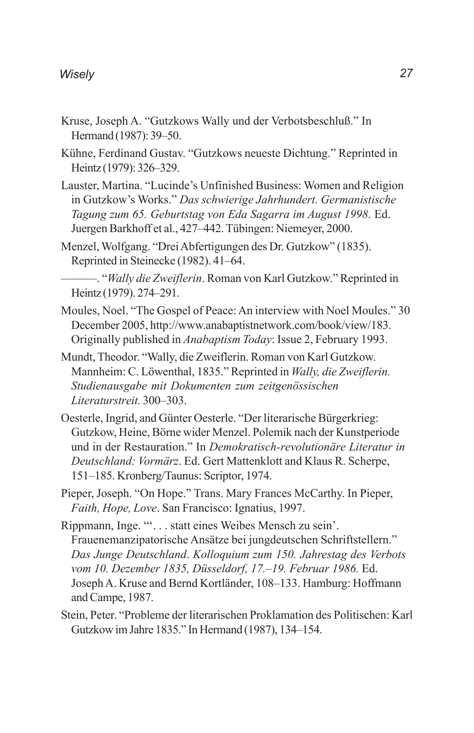Kruse, Joseph A. "Gutzkows Wally und der Verbotsbeschluß." In Hermand (1987): 39–50.

Kühne, Ferdinand Gustav. "Gutzkows neueste Dichtung." Reprinted in Heintz (1979): 326–329.

Lauster, Martina. "Lucinde's Unfinished Business: Women and Religion in Gutzkow's Works." *Das schwierige Jahrhundert. Germanistische Tagung zum 65. Geburtstag von Eda Sagarra im August 1998*. Ed. Juergen Barkhoff et al., 427–442. Tübingen: Niemeyer, 2000.

Menzel, Wolfgang. "Drei Abfertigungen des Dr. Gutzkow" (1835). Reprinted in Steinecke (1982). 41–64.

———. "*Wally die Zweiflerin*. Roman von Karl Gutzkow." Reprinted in Heintz (1979). 274–291.

Moules, Noel. "The Gospel of Peace: An interview with Noel Moules." 30 December 2005, http://www.anabaptistnetwork.com/book/view/183. Originally published in *Anabaptism Today*: Issue 2, February 1993.

Mundt, Theodor. "Wally, die Zweiflerin. Roman von Karl Gutzkow. Mannheim: C. Löwenthal, 1835." Reprinted in *Wally, die Zweiflerin. Studienausgabe mit Dokumenten zum zeitgenössischen Literaturstreit.* 300–303.

Oesterle, Ingrid, and Günter Oesterle. "Der literarische Bürgerkrieg: Gutzkow, Heine, Börne wider Menzel. Polemik nach der Kunstperiode und in der Restauration." In *Demokratisch-revolutionäre Literatur in Deutschland: Vormärz*. Ed. Gert Mattenklott and Klaus R. Scherpe, 151–185. Kronberg/Taunus: Scriptor, 1974.

Pieper, Joseph. "On Hope." Trans. Mary Frances McCarthy. In Pieper, *Faith, Hope, Love*. San Francisco: Ignatius, 1997.

Rippmann, Inge. "'. . . statt eines Weibes Mensch zu sein'. Frauenemanzipatorische Ansätze bei jungdeutschen Schriftstellern." *Das Junge Deutschland. Kolloquium zum 150. Jahrestag des Verbots vom 10. Dezember 1835, Düsseldorf, 17.–19. Februar 1986.* Ed. Joseph A. Kruse and Bernd Kortländer, 108–133. Hamburg: Hoffmann and Campe, 1987.

Stein, Peter. "Probleme der literarischen Proklamation des Politischen: Karl Gutzkow im Jahre 1835." In Hermand (1987), 134–154.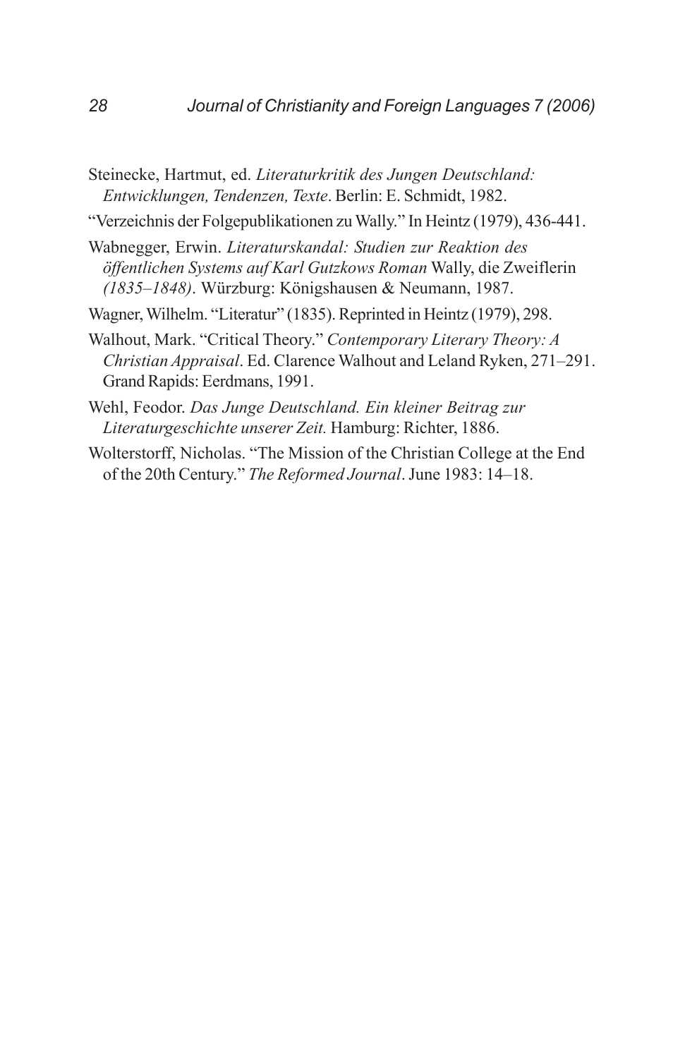Steinecke, Hartmut, ed. *Literaturkritik des Jungen Deutschland: Entwicklungen, Tendenzen, Texte*. Berlin: E. Schmidt, 1982.

"Verzeichnis der Folgepublikationen zu Wally." In Heintz (1979), 436-441.

Wabnegger, Erwin. *Literaturskandal: Studien zur Reaktion des öffentlichen Systems auf Karl Gutzkows Roman* Wally, die Zweiflerin *(1835–1848)*. Würzburg: Königshausen & Neumann, 1987.

Wagner, Wilhelm. "Literatur" (1835). Reprinted in Heintz (1979), 298.

Walhout, Mark. "Critical Theory." *Contemporary Literary Theory: A Christian Appraisal*. Ed. Clarence Walhout and Leland Ryken, 271–291. Grand Rapids: Eerdmans, 1991.

Wehl, Feodor. *Das Junge Deutschland. Ein kleiner Beitrag zur Literaturgeschichte unserer Zeit.* Hamburg: Richter, 1886.

Wolterstorff, Nicholas. "The Mission of the Christian College at the End of the 20th Century." *The Reformed Journal*. June 1983: 14–18.